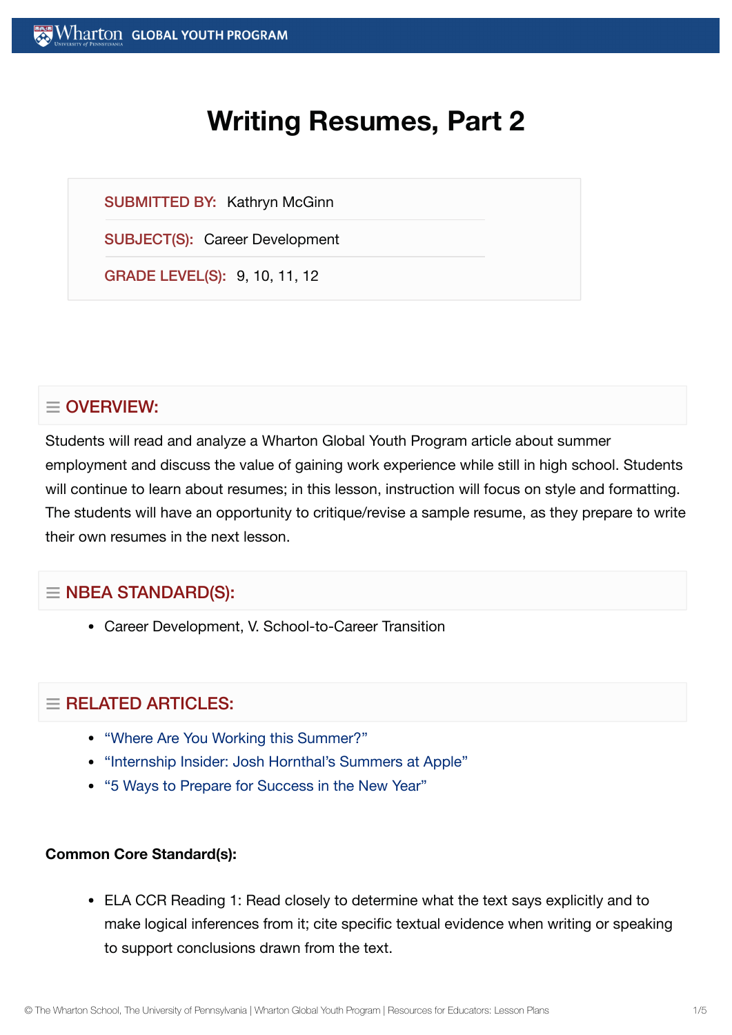# Writing Resumes, Part 2

SUBMITTED BY: Kathryn McGinn

SUBJECT(S): Career Development

GRADE LEVEL(S): 9, 10, 11, 12

## OVERVIEW:

Students will read and analyze a Wharton Global Youth Program article about summer employment and discuss the value of gaining work experience while still in high school. Students will continue to learn about resumes; in this lesson, instruction will focus on style and formatting. The students will have an opportunity to critique/revise a sample resume, as they prepare to write their own resumes in the next lesson.

## NBEA STANDARD(S):

- Career Development, V. School-to-Career Transition

## RELATED ARTICLES:

- "Where Are You Working this Summer?"
- "Internship Insider: Josh Hornthal's Summers at Apple"
- "5 Ways to Prepare for Success in the New Year"

**Common Core Standard(s):**

- ELA CCR Reading 1: Read closely to determine what the text says explicitly and to make logical inferences from it; cite specific textual evidence when writing or speaking to support conclusions drawn from the text.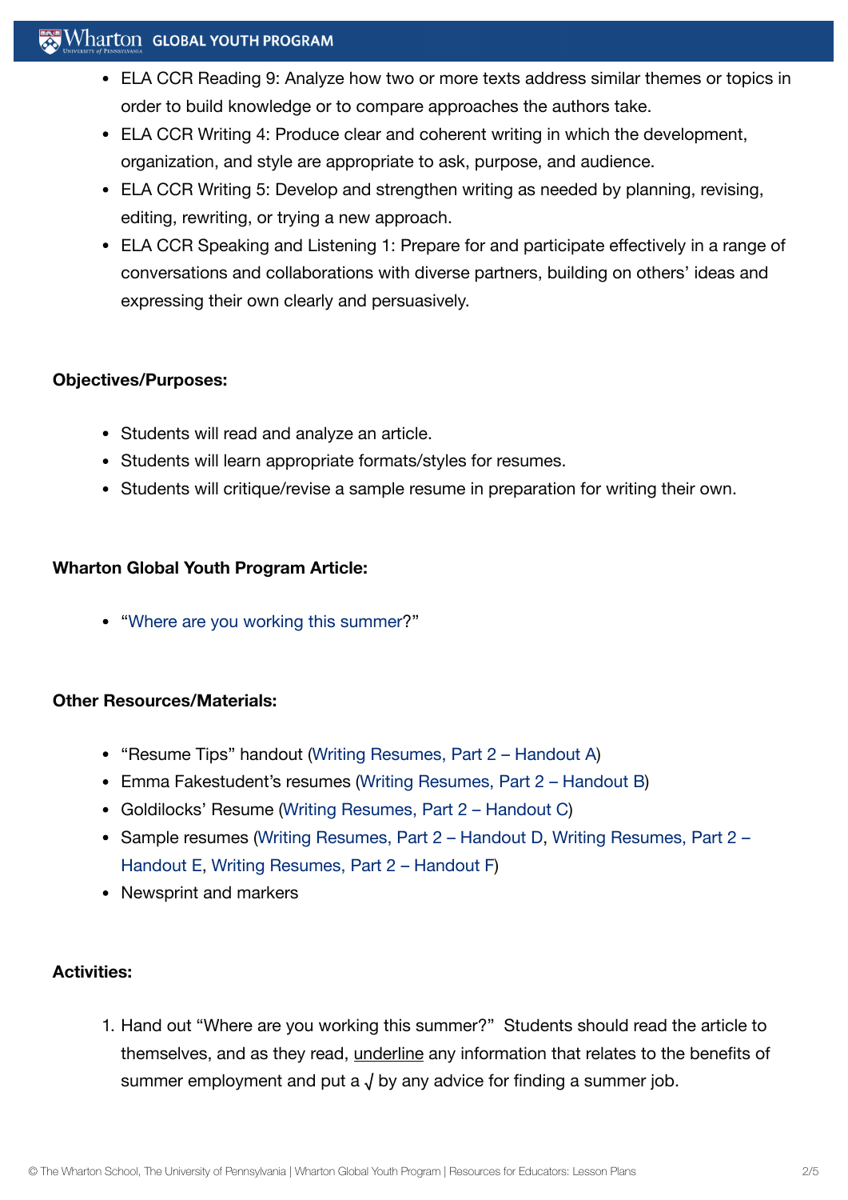- ELA CCR Reading 9: Analyze how two or more texts address similar themes or topics in order to build knowledge or to compare approaches the authors take.
- ELA CCR Writing 4: Produce clear and coherent writing in which the development, organization, and style are appropriate to ask, purpose, and audience.
- ELA CCR Writing 5: Develop and strengthen writing as needed by planning, revising, editing, rewriting, or trying a new approach.
- ELA CCR Speaking and Listening 1: Prepare for and participate effectively in a range of conversations and collaborations with diverse partners, building on others' ideas and expressing their own clearly and persuasively.

**Objectives/Purposes:**

- Students will read and analyze an article.
- Students will learn appropriate formats/styles for resumes.
- Students will critique/revise a sample resume in preparation for writing their own.

**Wharton Global Youth Program Article:**

- "Where are you working this summer?"

**Other Resources/Materials:**

- "Resume Tips" handout (Writing Resumes, Part 2 – Handout A)
- Emma Fakestudent's resumes (Writing Resumes, Part 2 – Handout B)
- Goldilocks' Resume (Writing Resumes, Part 2 – Handout C)
- Sample resumes (Writing Resumes, Part 2 – Handout D, Writing Resumes, Part 2 – Handout E, Writing Resumes, Part 2 – Handout F)
- Newsprint and markers

**Activities:**

1. Hand out "Where are you working this summer?" Students should read the article to themselves, and as they read, underline any information that relates to the benefits of summer employment and put a √ by any advice for finding a summer job.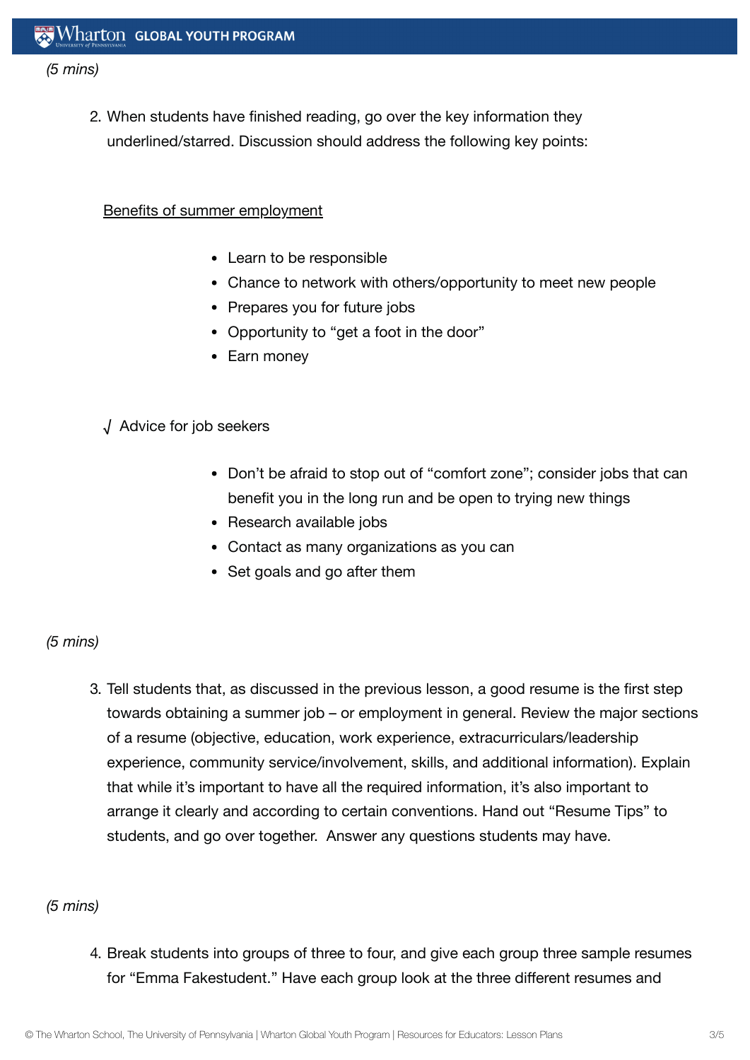*(5 mins)*

2. When students have finished reading, go over the key information they underlined/starred. Discussion should address the following key points:

<u>Benefits of summer employment</u>

- Learn to be responsible
- Chance to network with others/opportunity to meet new people
- Prepares you for future jobs
- Opportunity to "get a foot in the door"
- Earn money

√ Advice for job seekers

- Don't be afraid to stop out of "comfort zone"; consider jobs that can benefit you in the long run and be open to trying new things
- Research available jobs
- Contact as many organizations as you can
- Set goals and go after them

*(5 mins)*

3. Tell students that, as discussed in the previous lesson, a good resume is the first step towards obtaining a summer job – or employment in general. Review the major sections of a resume (objective, education, work experience, extracurriculars/leadership experience, community service/involvement, skills, and additional information). Explain that while it's important to have all the required information, it's also important to arrange it clearly and according to certain conventions. Hand out "Resume Tips" to students, and go over together. Answer any questions students may have.

*(5 mins)*

4. Break students into groups of three to four, and give each group three sample resumes for "Emma Fakestudent." Have each group look at the three different resumes and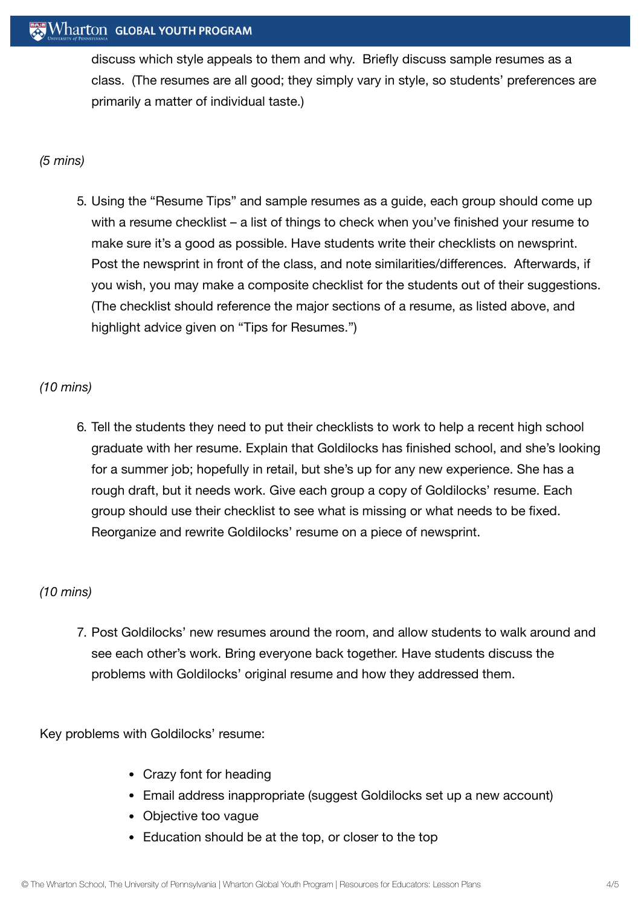discuss which style appeals to them and why. Briefly discuss sample resumes as a class. (The resumes are all good; they simply vary in style, so students' preferences are primarily a matter of individual taste.)

*(5 mins)*

5. Using the "Resume Tips" and sample resumes as a guide, each group should come up with a resume checklist – a list of things to check when you've finished your resume to make sure it's a good as possible. Have students write their checklists on newsprint. Post the newsprint in front of the class, and note similarities/differences. Afterwards, if you wish, you may make a composite checklist for the students out of their suggestions. (The checklist should reference the major sections of a resume, as listed above, and highlight advice given on "Tips for Resumes.")

*(10 mins)*

6. Tell the students they need to put their checklists to work to help a recent high school graduate with her resume. Explain that Goldilocks has finished school, and she's looking for a summer job; hopefully in retail, but she's up for any new experience. She has a rough draft, but it needs work. Give each group a copy of Goldilocks' resume. Each group should use their checklist to see what is missing or what needs to be fixed. Reorganize and rewrite Goldilocks' resume on a piece of newsprint.

*(10 mins)*

7. Post Goldilocks' new resumes around the room, and allow students to walk around and see each other's work. Bring everyone back together. Have students discuss the problems with Goldilocks' original resume and how they addressed them.

Key problems with Goldilocks' resume:

- Crazy font for heading
- Email address inappropriate (suggest Goldilocks set up a new account)
- Objective too vague
- Education should be at the top, or closer to the top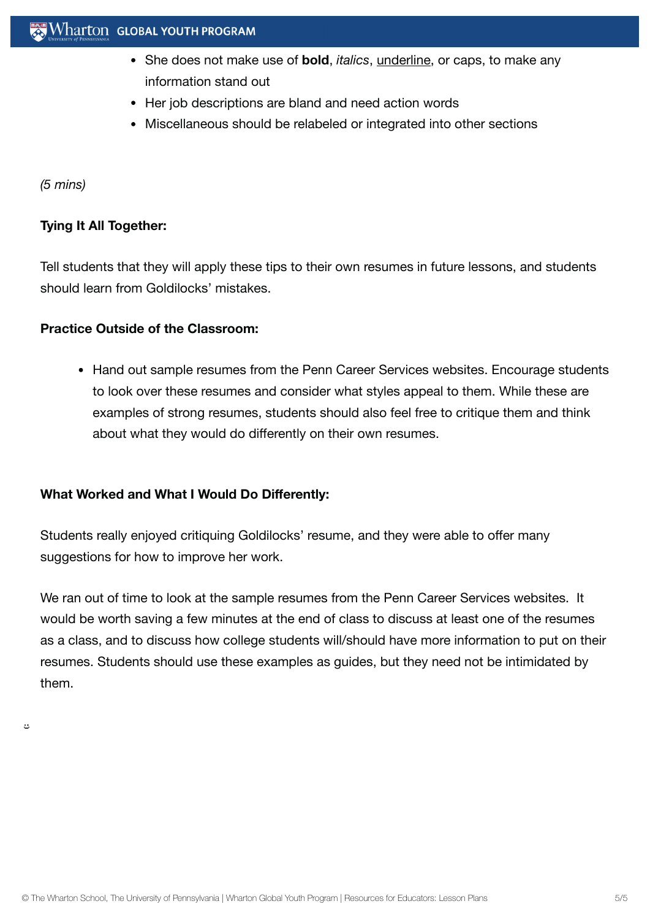- She does not make use of **bold**, *italics*, <u>underline</u>, or caps, to make any information stand out
- Her job descriptions are bland and need action words
- Miscellaneous should be relabeled or integrated into other sections

*(5 mins)*

**Tying It All Together:**

Tell students that they will apply these tips to their own resumes in future lessons, and students should learn from Goldilocks' mistakes.

**Practice Outside of the Classroom:**

- Hand out sample resumes from the Penn Career Services websites. Encourage students to look over these resumes and consider what styles appeal to them. While these are examples of strong resumes, students should also feel free to critique them and think about what they would do differently on their own resumes.

**What Worked and What I Would Do Differently:**

Students really enjoyed critiquing Goldilocks' resume, and they were able to offer many suggestions for how to improve her work.

We ran out of time to look at the sample resumes from the Penn Career Services websites. It would be worth saving a few minutes at the end of class to discuss at least one of the resumes as a class, and to discuss how college students will/should have more information to put on their resumes. Students should use these examples as guides, but they need not be intimidated by them.